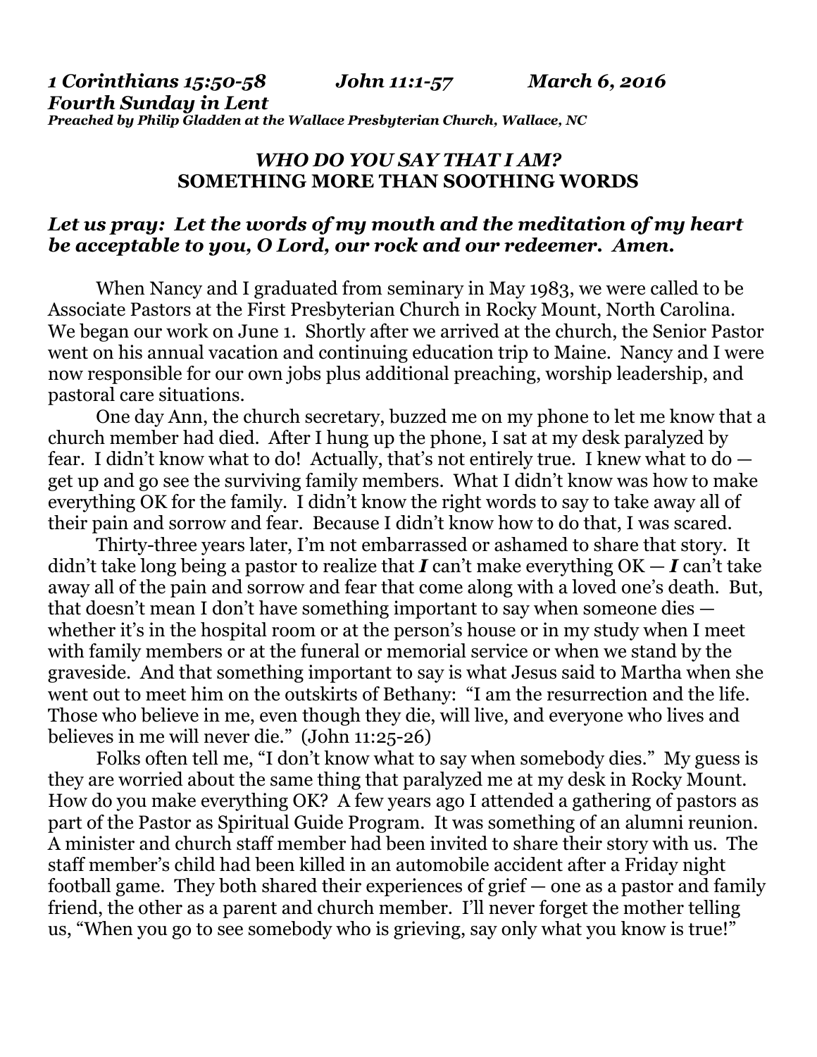***1 Corinthians 15:50-58 John 11:1-57 March 6, 2016***
***Fourth Sunday in Lent***
***Preached by Philip Gladden at the Wallace Presbyterian Church, Wallace, NC***

## *WHO DO YOU SAY THAT I AM?*
## SOMETHING MORE THAN SOOTHING WORDS

***Let us pray: Let the words of my mouth and the meditation of my heart be acceptable to you, O Lord, our rock and our redeemer. Amen.***

When Nancy and I graduated from seminary in May 1983, we were called to be Associate Pastors at the First Presbyterian Church in Rocky Mount, North Carolina. We began our work on June 1. Shortly after we arrived at the church, the Senior Pastor went on his annual vacation and continuing education trip to Maine. Nancy and I were now responsible for our own jobs plus additional preaching, worship leadership, and pastoral care situations.

One day Ann, the church secretary, buzzed me on my phone to let me know that a church member had died. After I hung up the phone, I sat at my desk paralyzed by fear. I didn't know what to do! Actually, that's not entirely true. I knew what to do — get up and go see the surviving family members. What I didn't know was how to make everything OK for the family. I didn't know the right words to say to take away all of their pain and sorrow and fear. Because I didn't know how to do that, I was scared.

Thirty-three years later, I'm not embarrassed or ashamed to share that story. It didn't take long being a pastor to realize that ***I*** can't make everything OK — ***I*** can't take away all of the pain and sorrow and fear that come along with a loved one's death. But, that doesn't mean I don't have something important to say when someone dies — whether it's in the hospital room or at the person's house or in my study when I meet with family members or at the funeral or memorial service or when we stand by the graveside. And that something important to say is what Jesus said to Martha when she went out to meet him on the outskirts of Bethany: "I am the resurrection and the life. Those who believe in me, even though they die, will live, and everyone who lives and believes in me will never die." (John 11:25-26)

Folks often tell me, "I don't know what to say when somebody dies." My guess is they are worried about the same thing that paralyzed me at my desk in Rocky Mount. How do you make everything OK? A few years ago I attended a gathering of pastors as part of the Pastor as Spiritual Guide Program. It was something of an alumni reunion. A minister and church staff member had been invited to share their story with us. The staff member's child had been killed in an automobile accident after a Friday night football game. They both shared their experiences of grief — one as a pastor and family friend, the other as a parent and church member. I'll never forget the mother telling us, "When you go to see somebody who is grieving, say only what you know is true!"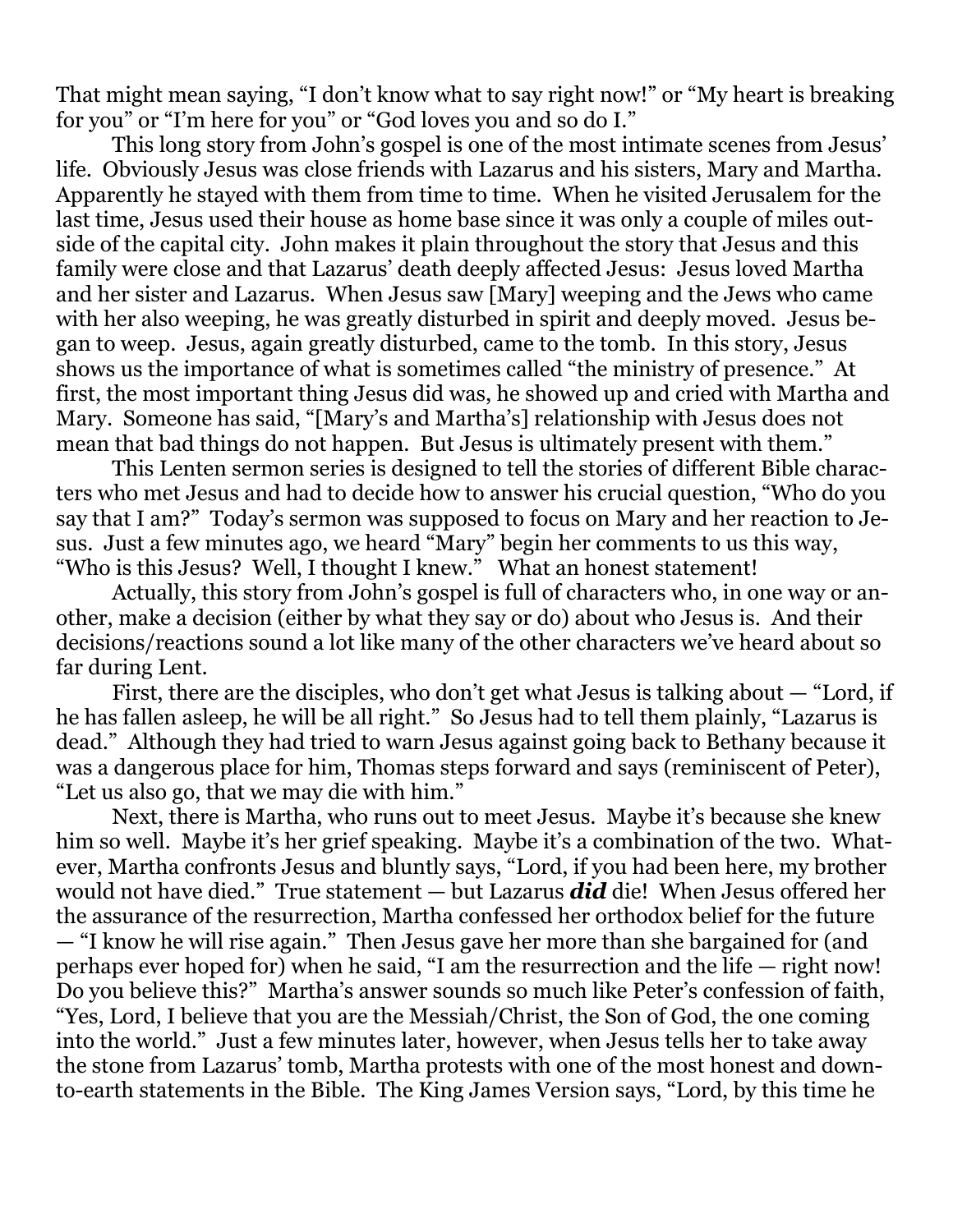That might mean saying, "I don't know what to say right now!" or "My heart is breaking for you" or "I'm here for you" or "God loves you and so do I."

This long story from John's gospel is one of the most intimate scenes from Jesus' life. Obviously Jesus was close friends with Lazarus and his sisters, Mary and Martha. Apparently he stayed with them from time to time. When he visited Jerusalem for the last time, Jesus used their house as home base since it was only a couple of miles outside of the capital city. John makes it plain throughout the story that Jesus and this family were close and that Lazarus' death deeply affected Jesus: Jesus loved Martha and her sister and Lazarus. When Jesus saw [Mary] weeping and the Jews who came with her also weeping, he was greatly disturbed in spirit and deeply moved. Jesus began to weep. Jesus, again greatly disturbed, came to the tomb. In this story, Jesus shows us the importance of what is sometimes called "the ministry of presence." At first, the most important thing Jesus did was, he showed up and cried with Martha and Mary. Someone has said, "[Mary's and Martha's] relationship with Jesus does not mean that bad things do not happen. But Jesus is ultimately present with them."

This Lenten sermon series is designed to tell the stories of different Bible characters who met Jesus and had to decide how to answer his crucial question, "Who do you say that I am?" Today's sermon was supposed to focus on Mary and her reaction to Jesus. Just a few minutes ago, we heard "Mary" begin her comments to us this way, "Who is this Jesus? Well, I thought I knew." What an honest statement!

Actually, this story from John's gospel is full of characters who, in one way or another, make a decision (either by what they say or do) about who Jesus is. And their decisions/reactions sound a lot like many of the other characters we've heard about so far during Lent.

First, there are the disciples, who don't get what Jesus is talking about — "Lord, if he has fallen asleep, he will be all right." So Jesus had to tell them plainly, "Lazarus is dead." Although they had tried to warn Jesus against going back to Bethany because it was a dangerous place for him, Thomas steps forward and says (reminiscent of Peter), "Let us also go, that we may die with him."

Next, there is Martha, who runs out to meet Jesus. Maybe it's because she knew him so well. Maybe it's her grief speaking. Maybe it's a combination of the two. Whatever, Martha confronts Jesus and bluntly says, "Lord, if you had been here, my brother would not have died." True statement — but Lazarus ***did*** die! When Jesus offered her the assurance of the resurrection, Martha confessed her orthodox belief for the future — "I know he will rise again." Then Jesus gave her more than she bargained for (and perhaps ever hoped for) when he said, "I am the resurrection and the life — right now! Do you believe this?" Martha's answer sounds so much like Peter's confession of faith, "Yes, Lord, I believe that you are the Messiah/Christ, the Son of God, the one coming into the world." Just a few minutes later, however, when Jesus tells her to take away the stone from Lazarus' tomb, Martha protests with one of the most honest and down-to-earth statements in the Bible. The King James Version says, "Lord, by this time he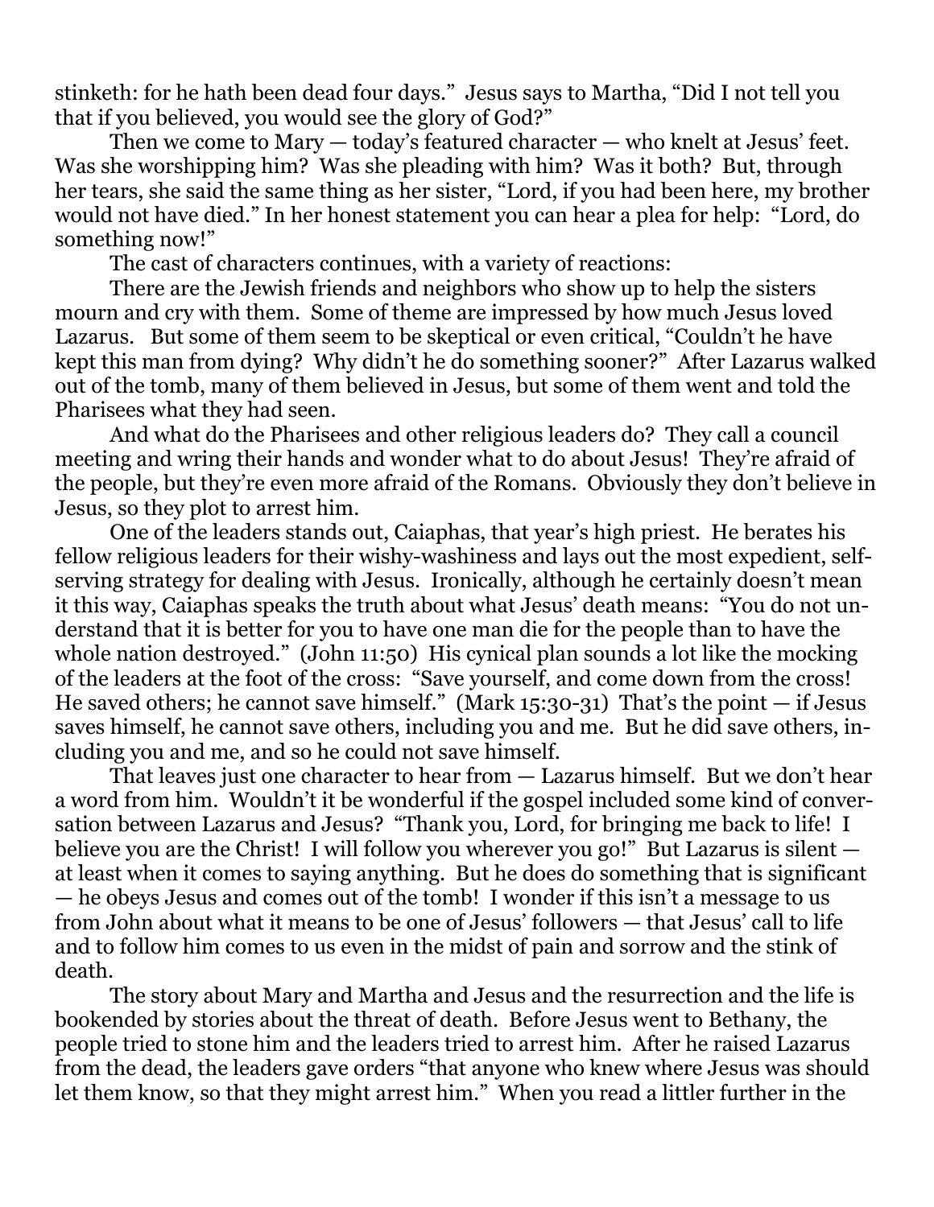stinketh: for he hath been dead four days." Jesus says to Martha, "Did I not tell you that if you believed, you would see the glory of God?"

Then we come to Mary — today's featured character — who knelt at Jesus' feet. Was she worshipping him? Was she pleading with him? Was it both? But, through her tears, she said the same thing as her sister, "Lord, if you had been here, my brother would not have died." In her honest statement you can hear a plea for help: "Lord, do something now!"

The cast of characters continues, with a variety of reactions:

There are the Jewish friends and neighbors who show up to help the sisters mourn and cry with them. Some of theme are impressed by how much Jesus loved Lazarus. But some of them seem to be skeptical or even critical, "Couldn't he have kept this man from dying? Why didn't he do something sooner?" After Lazarus walked out of the tomb, many of them believed in Jesus, but some of them went and told the Pharisees what they had seen.

And what do the Pharisees and other religious leaders do? They call a council meeting and wring their hands and wonder what to do about Jesus! They're afraid of the people, but they're even more afraid of the Romans. Obviously they don't believe in Jesus, so they plot to arrest him.

One of the leaders stands out, Caiaphas, that year's high priest. He berates his fellow religious leaders for their wishy-washiness and lays out the most expedient, self-serving strategy for dealing with Jesus. Ironically, although he certainly doesn't mean it this way, Caiaphas speaks the truth about what Jesus' death means: "You do not understand that it is better for you to have one man die for the people than to have the whole nation destroyed." (John 11:50) His cynical plan sounds a lot like the mocking of the leaders at the foot of the cross: "Save yourself, and come down from the cross! He saved others; he cannot save himself." (Mark 15:30-31) That's the point — if Jesus saves himself, he cannot save others, including you and me. But he did save others, including you and me, and so he could not save himself.

That leaves just one character to hear from — Lazarus himself. But we don't hear a word from him. Wouldn't it be wonderful if the gospel included some kind of conversation between Lazarus and Jesus? "Thank you, Lord, for bringing me back to life! I believe you are the Christ! I will follow you wherever you go!" But Lazarus is silent — at least when it comes to saying anything. But he does do something that is significant — he obeys Jesus and comes out of the tomb! I wonder if this isn't a message to us from John about what it means to be one of Jesus' followers — that Jesus' call to life and to follow him comes to us even in the midst of pain and sorrow and the stink of death.

The story about Mary and Martha and Jesus and the resurrection and the life is bookended by stories about the threat of death. Before Jesus went to Bethany, the people tried to stone him and the leaders tried to arrest him. After he raised Lazarus from the dead, the leaders gave orders "that anyone who knew where Jesus was should let them know, so that they might arrest him." When you read a littler further in the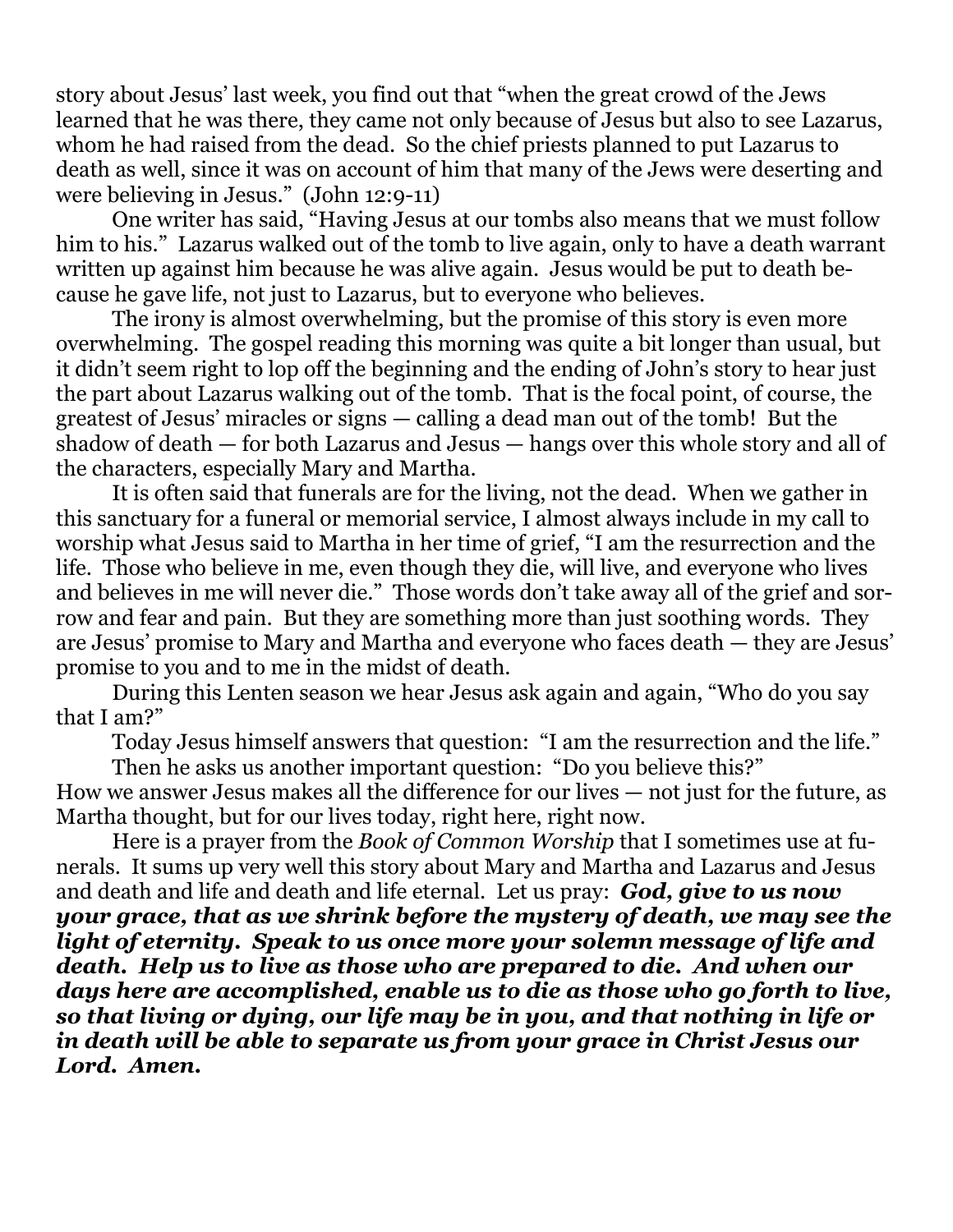story about Jesus' last week, you find out that "when the great crowd of the Jews learned that he was there, they came not only because of Jesus but also to see Lazarus, whom he had raised from the dead. So the chief priests planned to put Lazarus to death as well, since it was on account of him that many of the Jews were deserting and were believing in Jesus." (John 12:9-11)

One writer has said, "Having Jesus at our tombs also means that we must follow him to his." Lazarus walked out of the tomb to live again, only to have a death warrant written up against him because he was alive again. Jesus would be put to death because he gave life, not just to Lazarus, but to everyone who believes.

The irony is almost overwhelming, but the promise of this story is even more overwhelming. The gospel reading this morning was quite a bit longer than usual, but it didn't seem right to lop off the beginning and the ending of John's story to hear just the part about Lazarus walking out of the tomb. That is the focal point, of course, the greatest of Jesus' miracles or signs — calling a dead man out of the tomb! But the shadow of death — for both Lazarus and Jesus — hangs over this whole story and all of the characters, especially Mary and Martha.

It is often said that funerals are for the living, not the dead. When we gather in this sanctuary for a funeral or memorial service, I almost always include in my call to worship what Jesus said to Martha in her time of grief, "I am the resurrection and the life. Those who believe in me, even though they die, will live, and everyone who lives and believes in me will never die." Those words don't take away all of the grief and sorrow and fear and pain. But they are something more than just soothing words. They are Jesus' promise to Mary and Martha and everyone who faces death — they are Jesus' promise to you and to me in the midst of death.

During this Lenten season we hear Jesus ask again and again, "Who do you say that I am?"

Today Jesus himself answers that question: "I am the resurrection and the life."

Then he asks us another important question: "Do you believe this?"

How we answer Jesus makes all the difference for our lives — not just for the future, as Martha thought, but for our lives today, right here, right now.

Here is a prayer from the *Book of Common Worship* that I sometimes use at funerals. It sums up very well this story about Mary and Martha and Lazarus and Jesus and death and life and death and life eternal. Let us pray: ***God, give to us now your grace, that as we shrink before the mystery of death, we may see the light of eternity. Speak to us once more your solemn message of life and death. Help us to live as those who are prepared to die. And when our days here are accomplished, enable us to die as those who go forth to live, so that living or dying, our life may be in you, and that nothing in life or in death will be able to separate us from your grace in Christ Jesus our Lord. Amen.***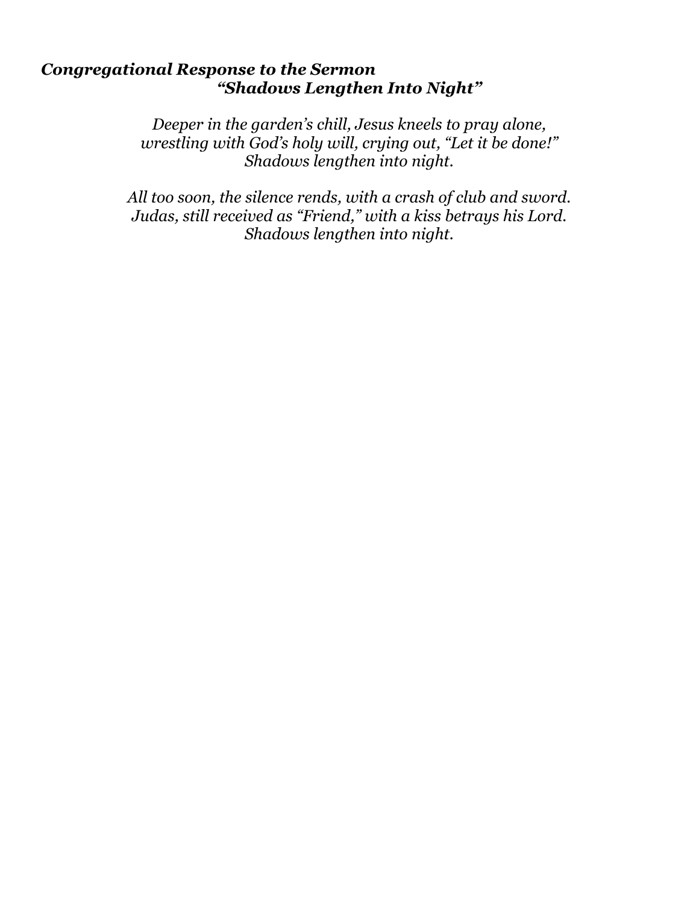***Congregational Response to the Sermon***
***"Shadows Lengthen Into Night"***

*Deeper in the garden's chill, Jesus kneels to pray alone,*
*wrestling with God's holy will, crying out, "Let it be done!"*
*Shadows lengthen into night.*

*All too soon, the silence rends, with a crash of club and sword.*
*Judas, still received as "Friend," with a kiss betrays his Lord.*
*Shadows lengthen into night.*